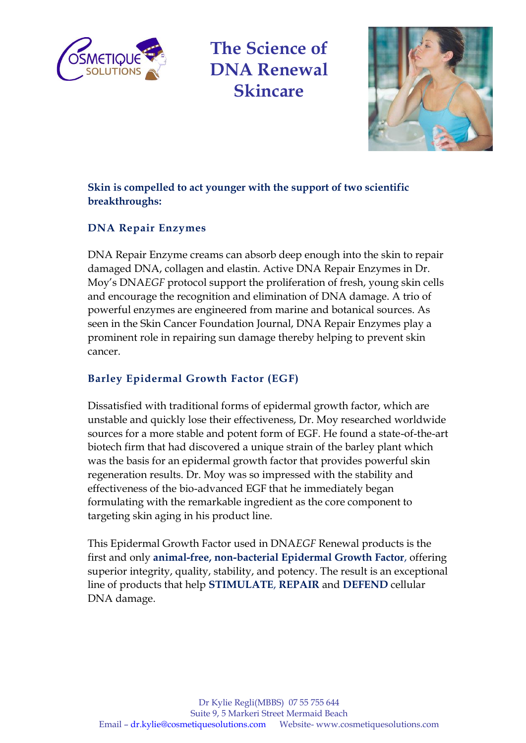# The Science of DNA Renewal Skincare

**Skin is compelled to act younger with the support of two scientific breakthroughs:**

## DNA Repair Enzymes

DNA Repair Enzyme creams can absorb deep enough into the skin to repair damaged DNA, collagen and elastin. Active DNA Repair Enzymes in Dr. Moy's DNA*EGF* protocol support the proliferation of fresh, young skin cells and encourage the recognition and elimination of DNA damage. A trio of powerful enzymes are engineered from marine and botanical sources. As seen in the Skin Cancer Foundation Journal, DNA Repair Enzymes play a prominent role in repairing sun damage thereby helping to prevent skin cancer.

## Barley Epidermal Growth Factor (EGF)

Dissatisfied with traditional forms of epidermal growth factor, which are unstable and quickly lose their effectiveness, Dr. Moy researched worldwide sources for a more stable and potent form of EGF. He found a state-of-the-art biotech firm that had discovered a unique strain of the barley plant which was the basis for an epidermal growth factor that provides powerful skin regeneration results. Dr. Moy was so impressed with the stability and effectiveness of the bio-advanced EGF that he immediately began formulating with the remarkable ingredient as the core component to targeting skin aging in his product line.

This Epidermal Growth Factor used in DNA*EGF* Renewal products is the first and only **animal-free, non-bacterial Epidermal Growth Factor**, offering superior integrity, quality, stability, and potency. The result is an exceptional line of products that help **STIMULATE**, **REPAIR** and **DEFEND** cellular DNA damage.

Dr Kylie Regli(MBBS) 07 55 755 644
Suite 9, 5 Markeri Street Mermaid Beach
Email – dr.kylie@cosmetiquesolutions.com Website- www.cosmetiquesolutions.com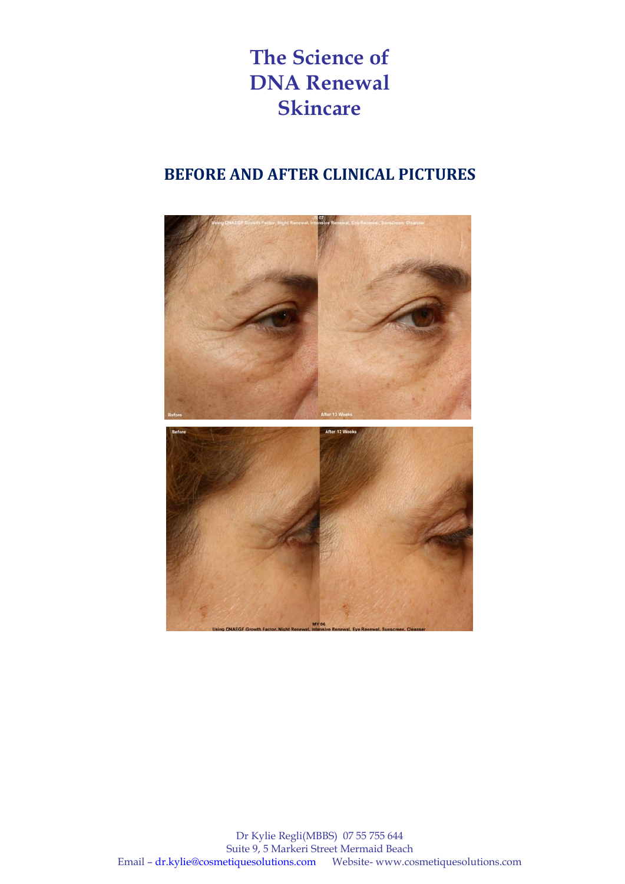# The Science of DNA Renewal Skincare

## BEFORE AND AFTER CLINICAL PICTURES

JS 07

Using DNAEGF Growth Factor, Night Renewal, Intensive Renewal, Eye Renewal, Sunscreen, Cleanser

Before

After 12 Weeks

Before

After 12 Weeks

MY 06

Using DNAEGF Growth Factor, Night Renewal, Intensive Renewal, Eye Renewal, Sunscreen, Cleanser

Dr Kylie Regli(MBBS) 07 55 755 644
Suite 9, 5 Markeri Street Mermaid Beach
Email – dr.kylie@cosmetiquesolutions.com Website- www.cosmetiquesolutions.com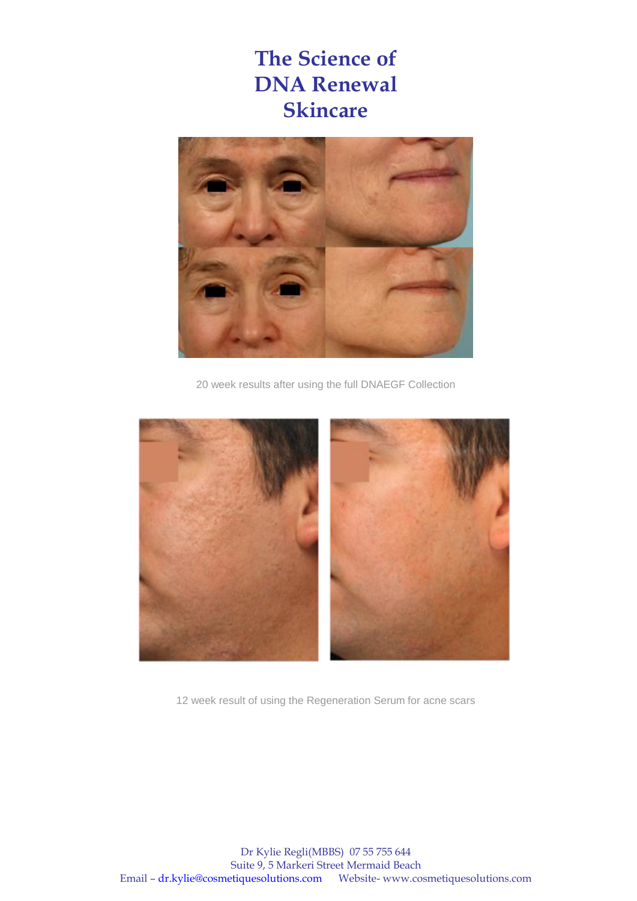# The Science of DNA Renewal Skincare

20 week results after using the full DNAEGF Collection

12 week result of using the Regeneration Serum for acne scars

Dr Kylie Regli(MBBS) 07 55 755 644
Suite 9, 5 Markeri Street Mermaid Beach
Email – dr.kylie@cosmetiquesolutions.com Website- www.cosmetiquesolutions.com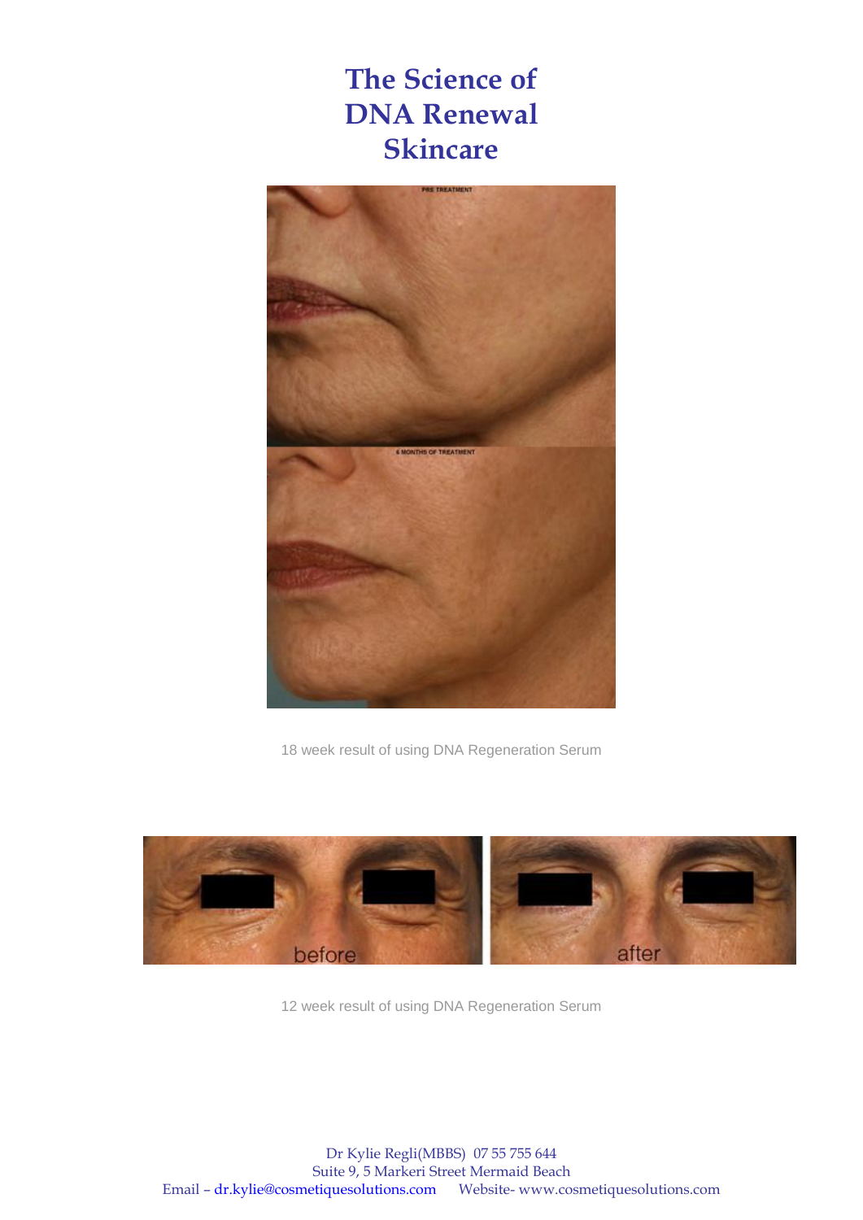# The Science of DNA Renewal Skincare

18 week result of using DNA Regeneration Serum

12 week result of using DNA Regeneration Serum

Dr Kylie Regli(MBBS) 07 55 755 644
Suite 9, 5 Markeri Street Mermaid Beach
Email – dr.kylie@cosmetiquesolutions.com Website- www.cosmetiquesolutions.com